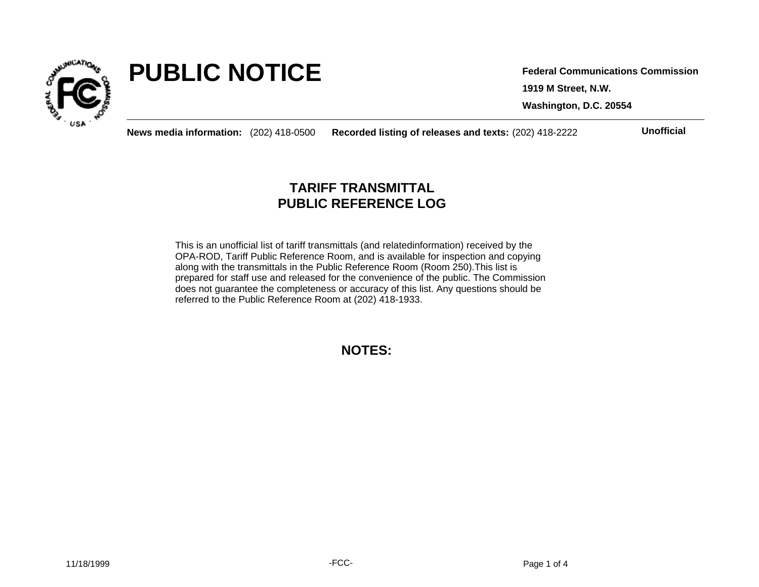# PUBLIC NOTICE

**Federal Communications Commission**
**1919 M Street, N.W.**
**Washington, D.C. 20554**

**News media information:** (202) 418-0500 **Recorded listing of releases and texts:** (202) 418-2222

**Unofficial**

## TARIFF TRANSMITTAL
## PUBLIC REFERENCE LOG

This is an unofficial list of tariff transmittals (and relatedinformation) received by the OPA-ROD, Tariff Public Reference Room, and is available for inspection and copying along with the transmittals in the Public Reference Room (Room 250).This list is prepared for staff use and released for the convenience of the public. The Commission does not guarantee the completeness or accuracy of this list. Any questions should be referred to the Public Reference Room at (202) 418-1933.

## NOTES:

11/18/1999

-FCC-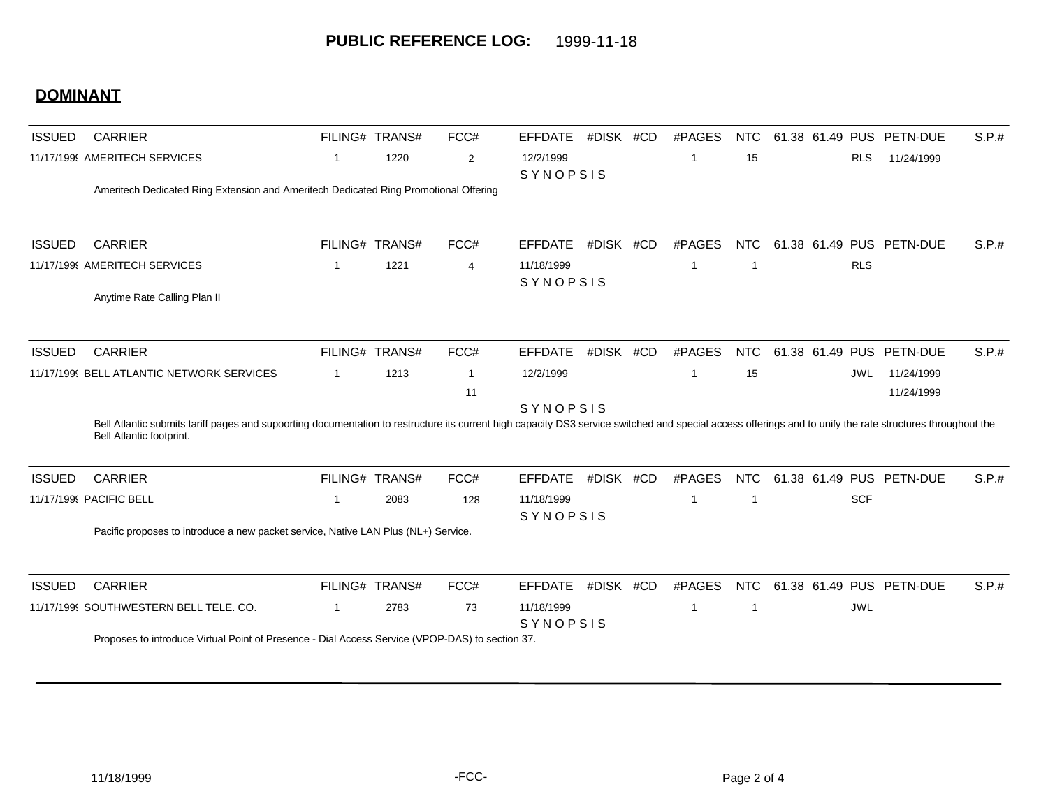**PUBLIC REFERENCE LOG:** 1999-11-18

## DOMINANT

| ISSUED | CARRIER | FILING# | TRANS# | FCC# | EFFDATE | #DISK | #CD | #PAGES | NTC | 61.38 | 61.49 | PUS | PETN-DUE | S.P.# |
|---|---|---|---|---|---|---|---|---|---|---|---|---|---|---|
| 11/17/1999 | AMERITECH SERVICES | 1 | 1220 | 2 | 12/2/1999 | | | 1 | 15 | | | RLS | 11/24/1999 | |

SYNOPSIS

Ameritech Dedicated Ring Extension and Ameritech Dedicated Ring Promotional Offering

| ISSUED | CARRIER | FILING# | TRANS# | FCC# | EFFDATE | #DISK | #CD | #PAGES | NTC | 61.38 | 61.49 | PUS | PETN-DUE | S.P.# |
|---|---|---|---|---|---|---|---|---|---|---|---|---|---|---|
| 11/17/1999 | AMERITECH SERVICES | 1 | 1221 | 4 | 11/18/1999 | | | 1 | 1 | | | RLS | | |

SYNOPSIS

Anytime Rate Calling Plan II

| ISSUED | CARRIER | FILING# | TRANS# | FCC# | EFFDATE | #DISK | #CD | #PAGES | NTC | 61.38 | 61.49 | PUS | PETN-DUE | S.P.# |
|---|---|---|---|---|---|---|---|---|---|---|---|---|---|---|
| 11/17/1999 | BELL ATLANTIC NETWORK SERVICES | 1 | 1213 | 1 | 12/2/1999 | | | 1 | 15 | | | JWL | 11/24/1999 | |
| | | | | 11 | | | | | | | | | 11/24/1999 | |

SYNOPSIS

Bell Atlantic submits tariff pages and supoorting documentation to restructure its current high capacity DS3 service switched and special access offerings and to unify the rate structures throughout the Bell Atlantic footprint.

| ISSUED | CARRIER | FILING# | TRANS# | FCC# | EFFDATE | #DISK | #CD | #PAGES | NTC | 61.38 | 61.49 | PUS | PETN-DUE | S.P.# |
|---|---|---|---|---|---|---|---|---|---|---|---|---|---|---|
| 11/17/1999 | PACIFIC BELL | 1 | 2083 | 128 | 11/18/1999 | | | 1 | 1 | | | SCF | | |

SYNOPSIS

Pacific proposes to introduce a new packet service, Native LAN Plus (NL+) Service.

| ISSUED | CARRIER | FILING# | TRANS# | FCC# | EFFDATE | #DISK | #CD | #PAGES | NTC | 61.38 | 61.49 | PUS | PETN-DUE | S.P.# |
|---|---|---|---|---|---|---|---|---|---|---|---|---|---|---|
| 11/17/1999 | SOUTHWESTERN BELL TELE. CO. | 1 | 2783 | 73 | 11/18/1999 | | | 1 | 1 | | | JWL | | |

SYNOPSIS

Proposes to introduce Virtual Point of Presence - Dial Access Service (VPOP-DAS) to section 37.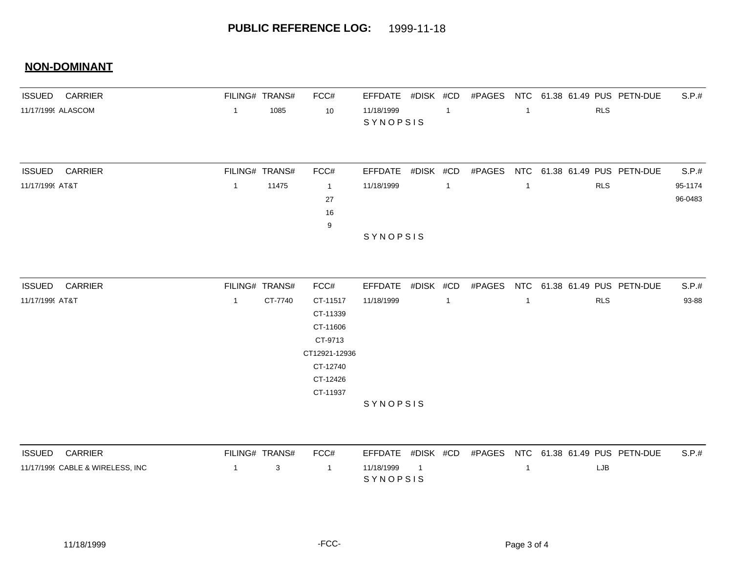**PUBLIC REFERENCE LOG:** 1999-11-18

## NON-DOMINANT

| ISSUED | CARRIER | FILING# | TRANS# | FCC# | EFFDATE | #DISK | #CD | #PAGES | NTC | 61.38 | 61.49 | PUS | PETN-DUE | S.P.# |
|---|---|---|---|---|---|---|---|---|---|---|---|---|---|---|
| 11/17/1999 | ALASCOM | 1 | 1085 | 10 | 11/18/1999 | | 1 | | 1 | | | RLS | | |

SYNOPSIS

| ISSUED | CARRIER | FILING# | TRANS# | FCC# | EFFDATE | #DISK | #CD | #PAGES | NTC | 61.38 | 61.49 | PUS | PETN-DUE | S.P.# |
|---|---|---|---|---|---|---|---|---|---|---|---|---|---|---|
| 11/17/1999 | AT&T | 1 | 11475 | 1<br>27<br>16<br>9 | 11/18/1999 | | 1 | | 1 | | | RLS | | 95-1174<br>96-0483 |

SYNOPSIS

| ISSUED | CARRIER | FILING# | TRANS# | FCC# | EFFDATE | #DISK | #CD | #PAGES | NTC | 61.38 | 61.49 | PUS | PETN-DUE | S.P.# |
|---|---|---|---|---|---|---|---|---|---|---|---|---|---|---|
| 11/17/1999 | AT&T | 1 | CT-7740 | CT-11517<br>CT-11339<br>CT-11606<br>CT-9713<br>CT12921-12936<br>CT-12740<br>CT-12426<br>CT-11937 | 11/18/1999 | | 1 | | 1 | | | RLS | | 93-88 |

SYNOPSIS

| ISSUED | CARRIER | FILING# | TRANS# | FCC# | EFFDATE | #DISK | #CD | #PAGES | NTC | 61.38 | 61.49 | PUS | PETN-DUE | S.P.# |
|---|---|---|---|---|---|---|---|---|---|---|---|---|---|---|
| 11/17/1999 | CABLE & WIRELESS, INC | 1 | 3 | 1 | 11/18/1999 | 1 | | | 1 | | | LJB | | |

SYNOPSIS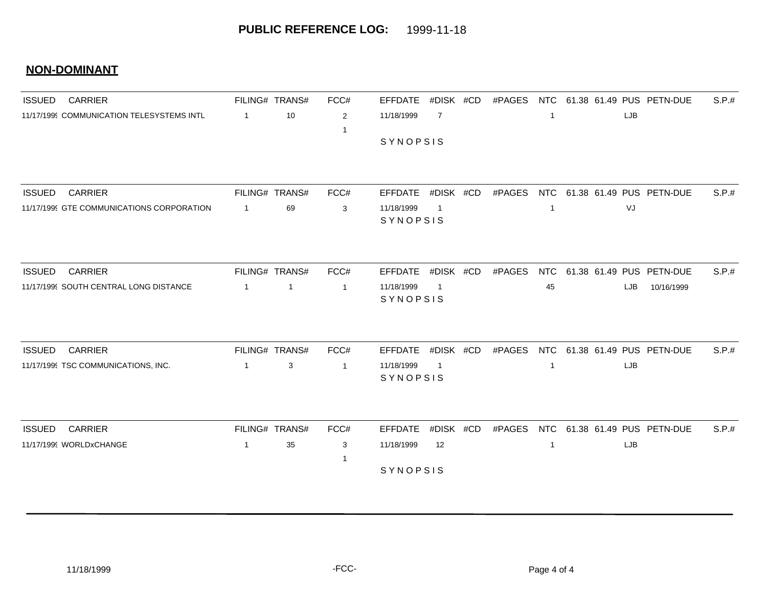**PUBLIC REFERENCE LOG:** 1999-11-18

## NON-DOMINANT

| ISSUED | CARRIER | FILING# | TRANS# | FCC# | EFFDATE | #DISK | #CD | #PAGES | NTC | 61.38 | 61.49 | PUS | PETN-DUE | S.P.# |
|---|---|---|---|---|---|---|---|---|---|---|---|---|---|---|
| 11/17/1999 | COMMUNICATION TELESYSTEMS INTL | 1 | 10 | 2<br>1 | 11/18/1999 | 7 | | | 1 | | | LJB | | |
| | | | | | SYNOPSIS | | | | | | | | | |

| ISSUED | CARRIER | FILING# | TRANS# | FCC# | EFFDATE | #DISK | #CD | #PAGES | NTC | 61.38 | 61.49 | PUS | PETN-DUE | S.P.# |
|---|---|---|---|---|---|---|---|---|---|---|---|---|---|---|
| 11/17/1999 | GTE COMMUNICATIONS CORPORATION | 1 | 69 | 3 | 11/18/1999 | 1 | | | 1 | | | VJ | | |
| | | | | | SYNOPSIS | | | | | | | | | |

| ISSUED | CARRIER | FILING# | TRANS# | FCC# | EFFDATE | #DISK | #CD | #PAGES | NTC | 61.38 | 61.49 | PUS | PETN-DUE | S.P.# |
|---|---|---|---|---|---|---|---|---|---|---|---|---|---|---|
| 11/17/1999 | SOUTH CENTRAL LONG DISTANCE | 1 | 1 | 1 | 11/18/1999 | 1 | | | 45 | | | LJB | 10/16/1999 | |
| | | | | | SYNOPSIS | | | | | | | | | |

| ISSUED | CARRIER | FILING# | TRANS# | FCC# | EFFDATE | #DISK | #CD | #PAGES | NTC | 61.38 | 61.49 | PUS | PETN-DUE | S.P.# |
|---|---|---|---|---|---|---|---|---|---|---|---|---|---|---|
| 11/17/1999 | TSC COMMUNICATIONS, INC. | 1 | 3 | 1 | 11/18/1999 | 1 | | | 1 | | | LJB | | |
| | | | | | SYNOPSIS | | | | | | | | | |

| ISSUED | CARRIER | FILING# | TRANS# | FCC# | EFFDATE | #DISK | #CD | #PAGES | NTC | 61.38 | 61.49 | PUS | PETN-DUE | S.P.# |
|---|---|---|---|---|---|---|---|---|---|---|---|---|---|---|
| 11/17/1999 | WORLDxCHANGE | 1 | 35 | 3<br>1 | 11/18/1999 | 12 | | | 1 | | | LJB | | |
| | | | | | SYNOPSIS | | | | | | | | | |

11/18/1999 -FCC-